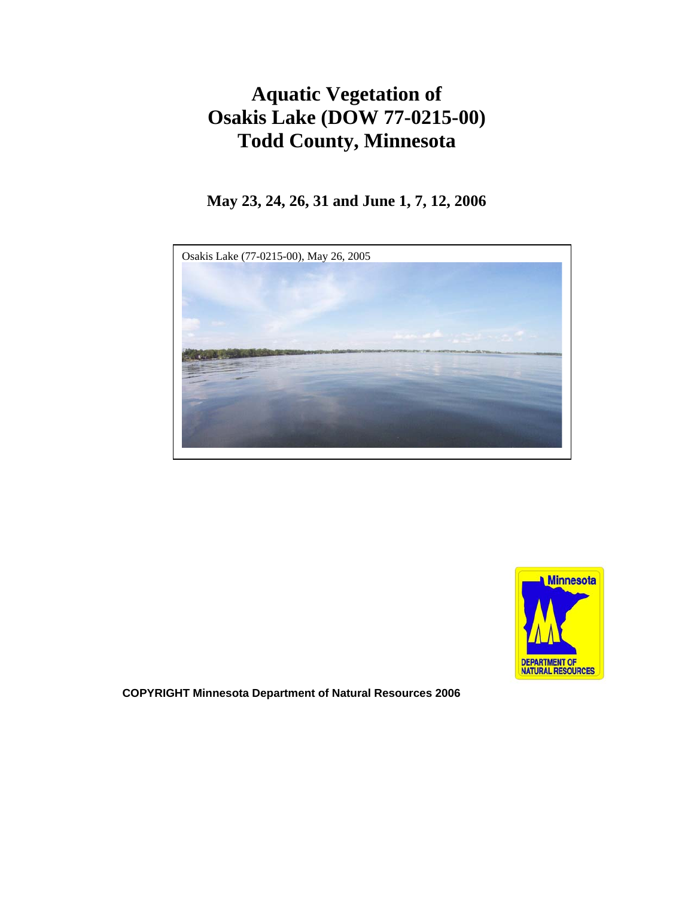# Aquatic Vegetation of Osakis Lake (DOW 77-0215-00) Todd County, Minnesota

**May 23, 24, 26, 31 and June 1, 7, 12, 2006**

Osakis Lake (77-0215-00), May 26, 2005

Minnesota DEPARTMENT OF NATURAL RESOURCES

**COPYRIGHT Minnesota Department of Natural Resources 2006**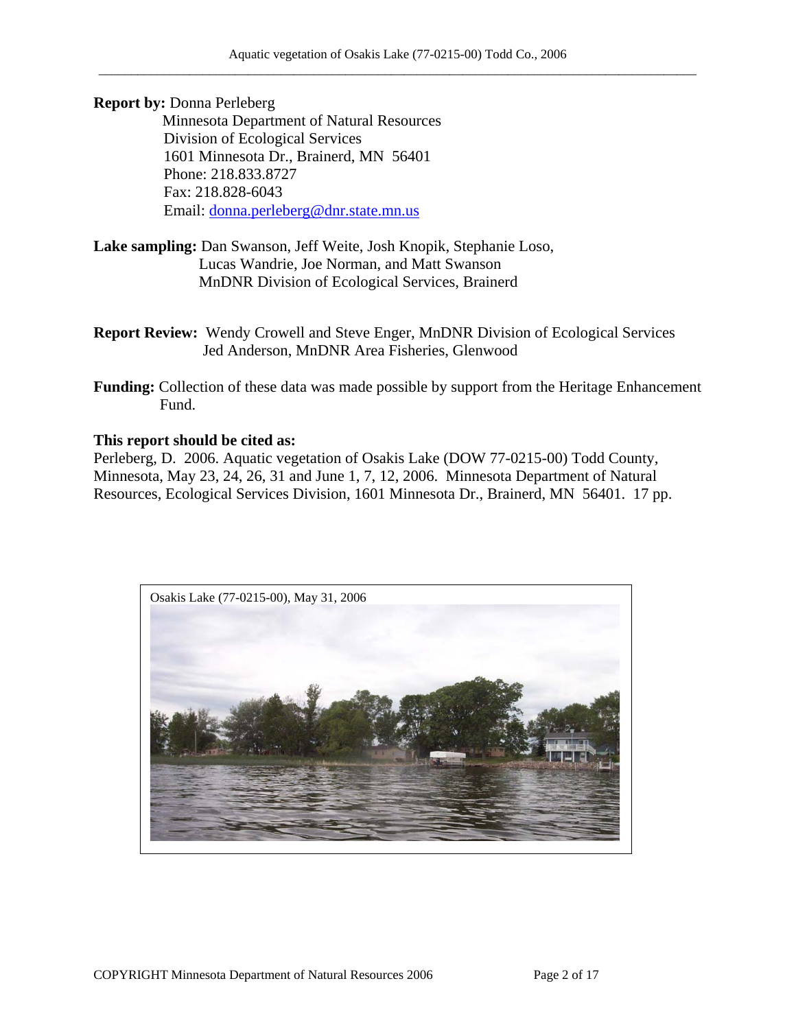**Report by:** Donna Perleberg
Minnesota Department of Natural Resources
Division of Ecological Services
1601 Minnesota Dr., Brainerd, MN 56401
Phone: 218.833.8727
Fax: 218.828-6043
Email: donna.perleberg@dnr.state.mn.us

**Lake sampling:** Dan Swanson, Jeff Weite, Josh Knopik, Stephanie Loso, Lucas Wandrie, Joe Norman, and Matt Swanson
MnDNR Division of Ecological Services, Brainerd

**Report Review:** Wendy Crowell and Steve Enger, MnDNR Division of Ecological Services
Jed Anderson, MnDNR Area Fisheries, Glenwood

**Funding:** Collection of these data was made possible by support from the Heritage Enhancement Fund.

**This report should be cited as:**
Perleberg, D. 2006. Aquatic vegetation of Osakis Lake (DOW 77-0215-00) Todd County, Minnesota, May 23, 24, 26, 31 and June 1, 7, 12, 2006. Minnesota Department of Natural Resources, Ecological Services Division, 1601 Minnesota Dr., Brainerd, MN 56401. 17 pp.

Osakis Lake (77-0215-00), May 31, 2006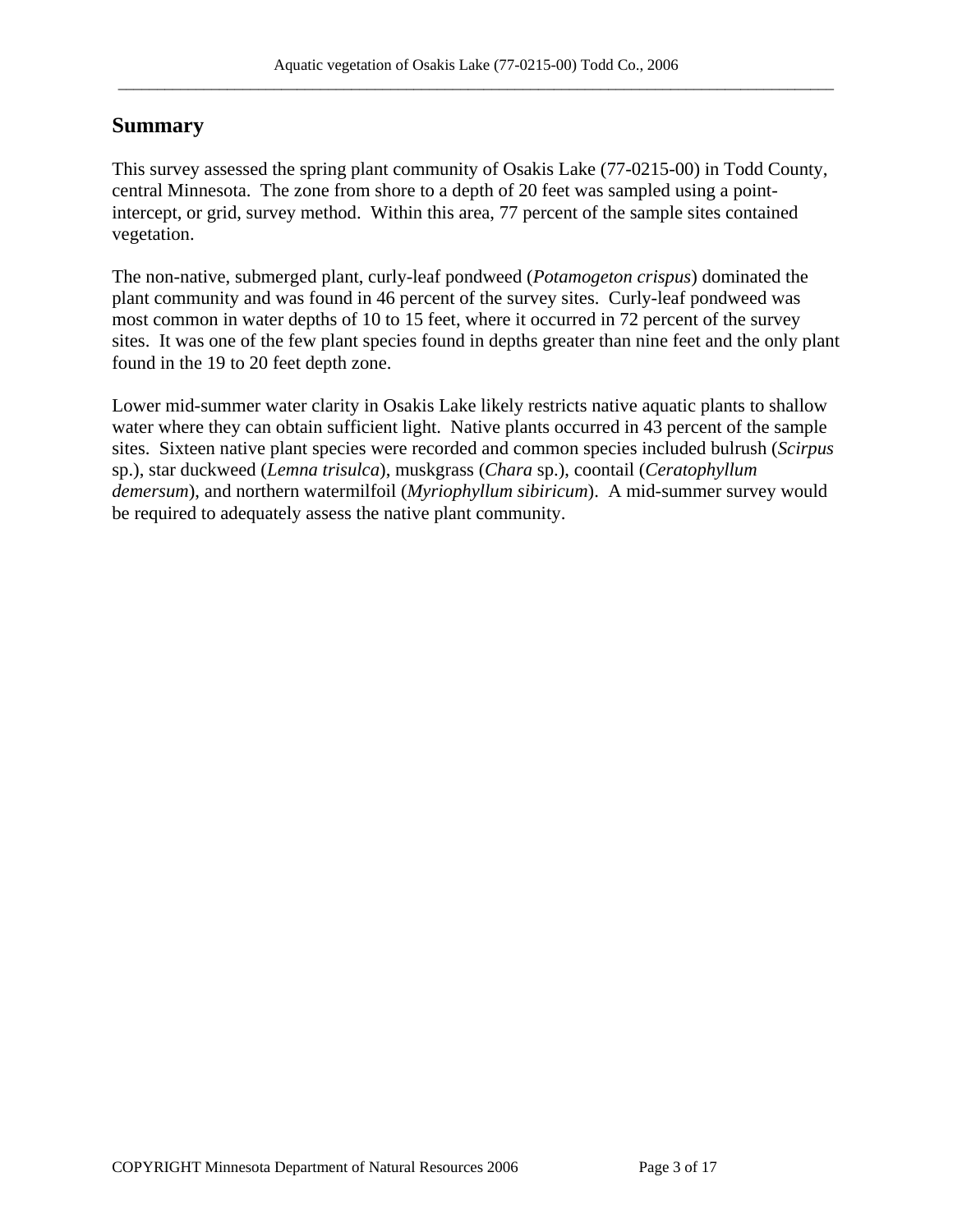## Summary

This survey assessed the spring plant community of Osakis Lake (77-0215-00) in Todd County, central Minnesota. The zone from shore to a depth of 20 feet was sampled using a point-intercept, or grid, survey method. Within this area, 77 percent of the sample sites contained vegetation.

The non-native, submerged plant, curly-leaf pondweed (*Potamogeton crispus*) dominated the plant community and was found in 46 percent of the survey sites. Curly-leaf pondweed was most common in water depths of 10 to 15 feet, where it occurred in 72 percent of the survey sites. It was one of the few plant species found in depths greater than nine feet and the only plant found in the 19 to 20 feet depth zone.

Lower mid-summer water clarity in Osakis Lake likely restricts native aquatic plants to shallow water where they can obtain sufficient light. Native plants occurred in 43 percent of the sample sites. Sixteen native plant species were recorded and common species included bulrush (*Scirpus* sp.), star duckweed (*Lemna trisulca*), muskgrass (*Chara* sp.), coontail (*Ceratophyllum demersum*), and northern watermilfoil (*Myriophyllum sibiricum*). A mid-summer survey would be required to adequately assess the native plant community.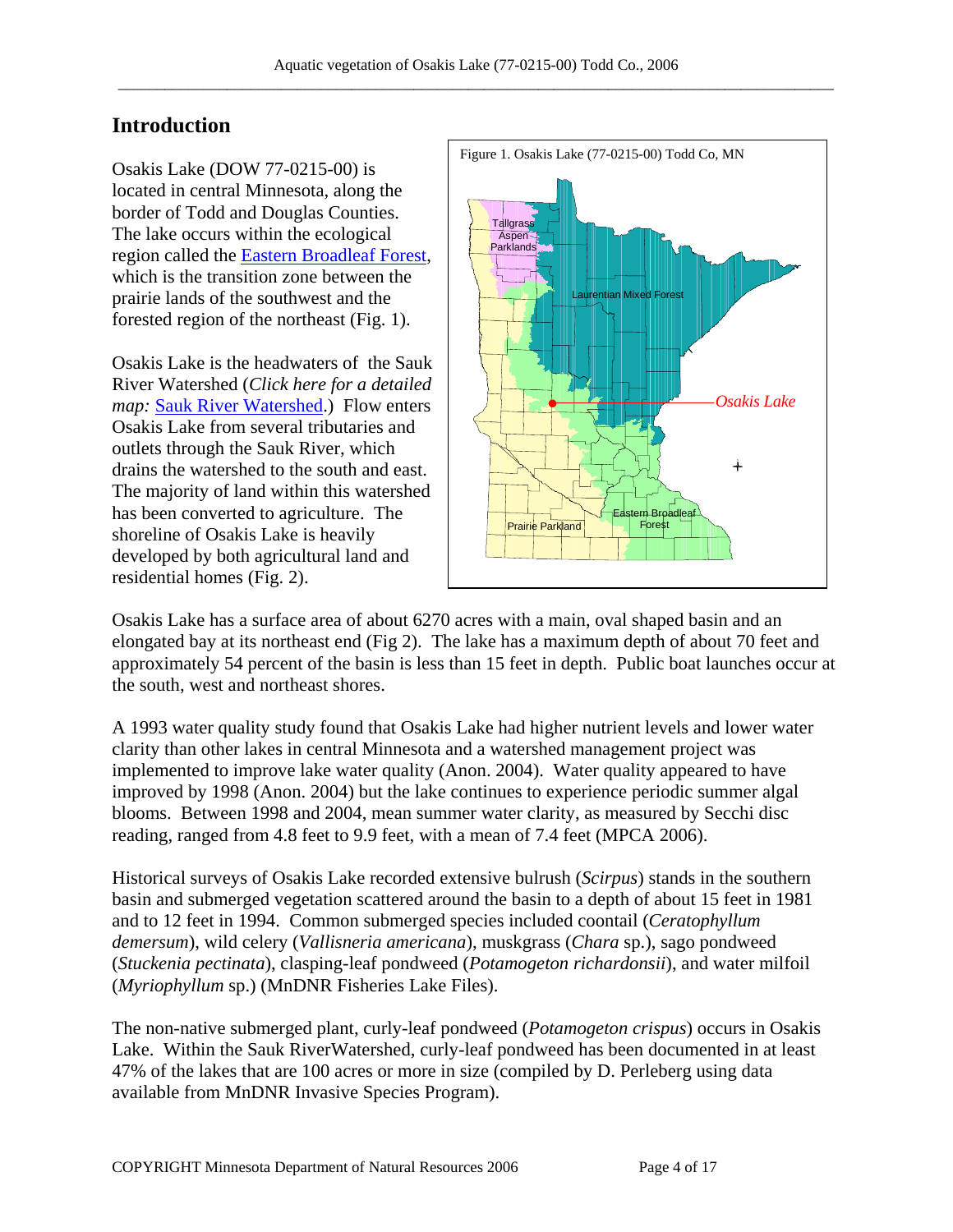## Introduction

Osakis Lake (DOW 77-0215-00) is located in central Minnesota, along the border of Todd and Douglas Counties. The lake occurs within the ecological region called the Eastern Broadleaf Forest, which is the transition zone between the prairie lands of the southwest and the forested region of the northeast (Fig. 1).

Osakis Lake is the headwaters of the Sauk River Watershed (*Click here for a detailed map:* Sauk River Watershed.) Flow enters Osakis Lake from several tributaries and outlets through the Sauk River, which drains the watershed to the south and east. The majority of land within this watershed has been converted to agriculture. The shoreline of Osakis Lake is heavily developed by both agricultural land and residential homes (Fig. 2).

Figure 1. Osakis Lake (77-0215-00) Todd Co, MN

Tallgrass Aspen Parklands

Laurentian Mixed Forest

*Osakis Lake*

Eastern Broadleaf Forest

Prairie Parkland

Osakis Lake has a surface area of about 6270 acres with a main, oval shaped basin and an elongated bay at its northeast end (Fig 2). The lake has a maximum depth of about 70 feet and approximately 54 percent of the basin is less than 15 feet in depth. Public boat launches occur at the south, west and northeast shores.

A 1993 water quality study found that Osakis Lake had higher nutrient levels and lower water clarity than other lakes in central Minnesota and a watershed management project was implemented to improve lake water quality (Anon. 2004). Water quality appeared to have improved by 1998 (Anon. 2004) but the lake continues to experience periodic summer algal blooms. Between 1998 and 2004, mean summer water clarity, as measured by Secchi disc reading, ranged from 4.8 feet to 9.9 feet, with a mean of 7.4 feet (MPCA 2006).

Historical surveys of Osakis Lake recorded extensive bulrush (*Scirpus*) stands in the southern basin and submerged vegetation scattered around the basin to a depth of about 15 feet in 1981 and to 12 feet in 1994. Common submerged species included coontail (*Ceratophyllum demersum*), wild celery (*Vallisneria americana*), muskgrass (*Chara* sp.), sago pondweed (*Stuckenia pectinata*), clasping-leaf pondweed (*Potamogeton richardsonii*), and water milfoil (*Myriophyllum* sp.) (MnDNR Fisheries Lake Files).

The non-native submerged plant, curly-leaf pondweed (*Potamogeton crispus*) occurs in Osakis Lake. Within the Sauk RiverWatershed, curly-leaf pondweed has been documented in at least 47% of the lakes that are 100 acres or more in size (compiled by D. Perleberg using data available from MnDNR Invasive Species Program).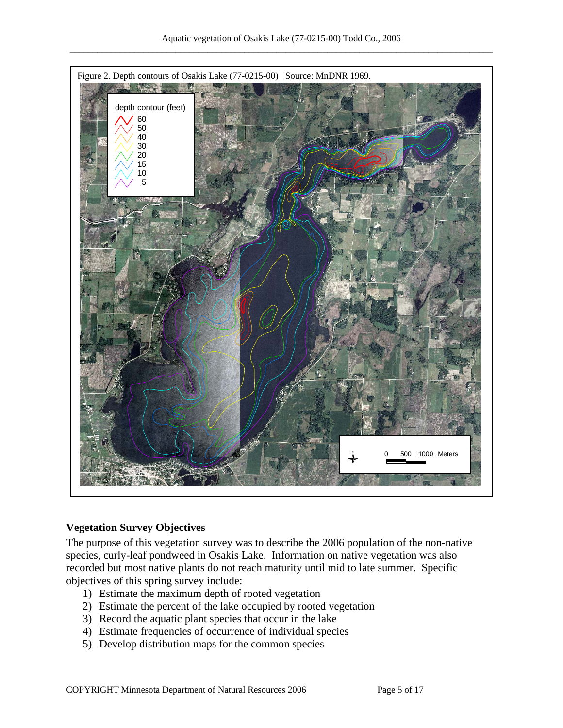Figure 2. Depth contours of Osakis Lake (77-0215-00) Source: MnDNR 1969.

depth contour (feet)
60
50
40
30
20
15
10
5

0 500 1000 Meters

## Vegetation Survey Objectives

The purpose of this vegetation survey was to describe the 2006 population of the non-native species, curly-leaf pondweed in Osakis Lake. Information on native vegetation was also recorded but most native plants do not reach maturity until mid to late summer. Specific objectives of this spring survey include:

1) Estimate the maximum depth of rooted vegetation
2) Estimate the percent of the lake occupied by rooted vegetation
3) Record the aquatic plant species that occur in the lake
4) Estimate frequencies of occurrence of individual species
5) Develop distribution maps for the common species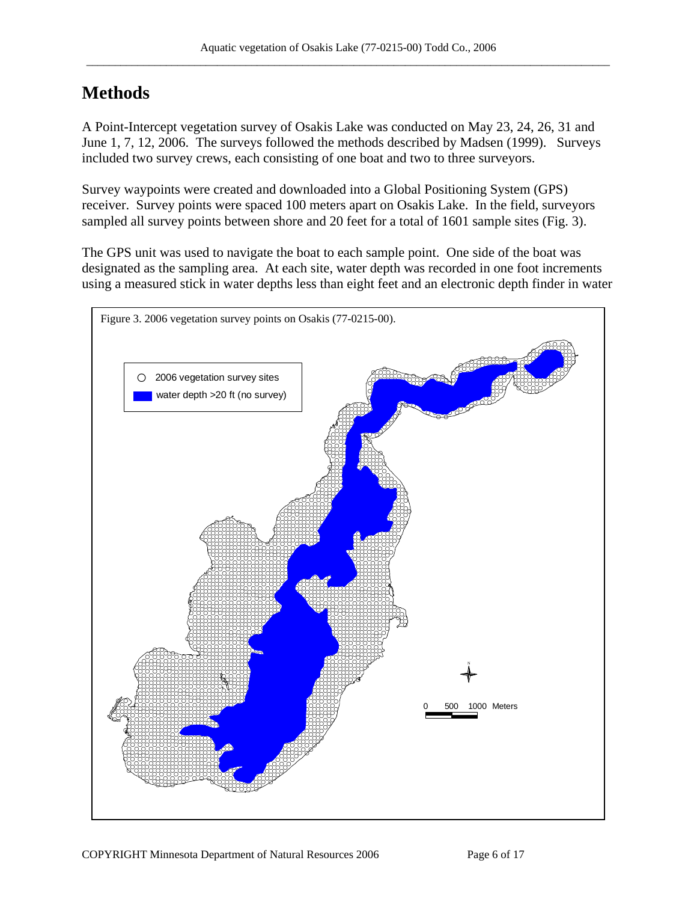# Methods

A Point-Intercept vegetation survey of Osakis Lake was conducted on May 23, 24, 26, 31 and June 1, 7, 12, 2006. The surveys followed the methods described by Madsen (1999). Surveys included two survey crews, each consisting of one boat and two to three surveyors.

Survey waypoints were created and downloaded into a Global Positioning System (GPS) receiver. Survey points were spaced 100 meters apart on Osakis Lake. In the field, surveyors sampled all survey points between shore and 20 feet for a total of 1601 sample sites (Fig. 3).

The GPS unit was used to navigate the boat to each sample point. One side of the boat was designated as the sampling area. At each site, water depth was recorded in one foot increments using a measured stick in water depths less than eight feet and an electronic depth finder in water

Figure 3. 2006 vegetation survey points on Osakis (77-0215-00).

2006 vegetation survey sites

water depth >20 ft (no survey)

N

0 500 1000 Meters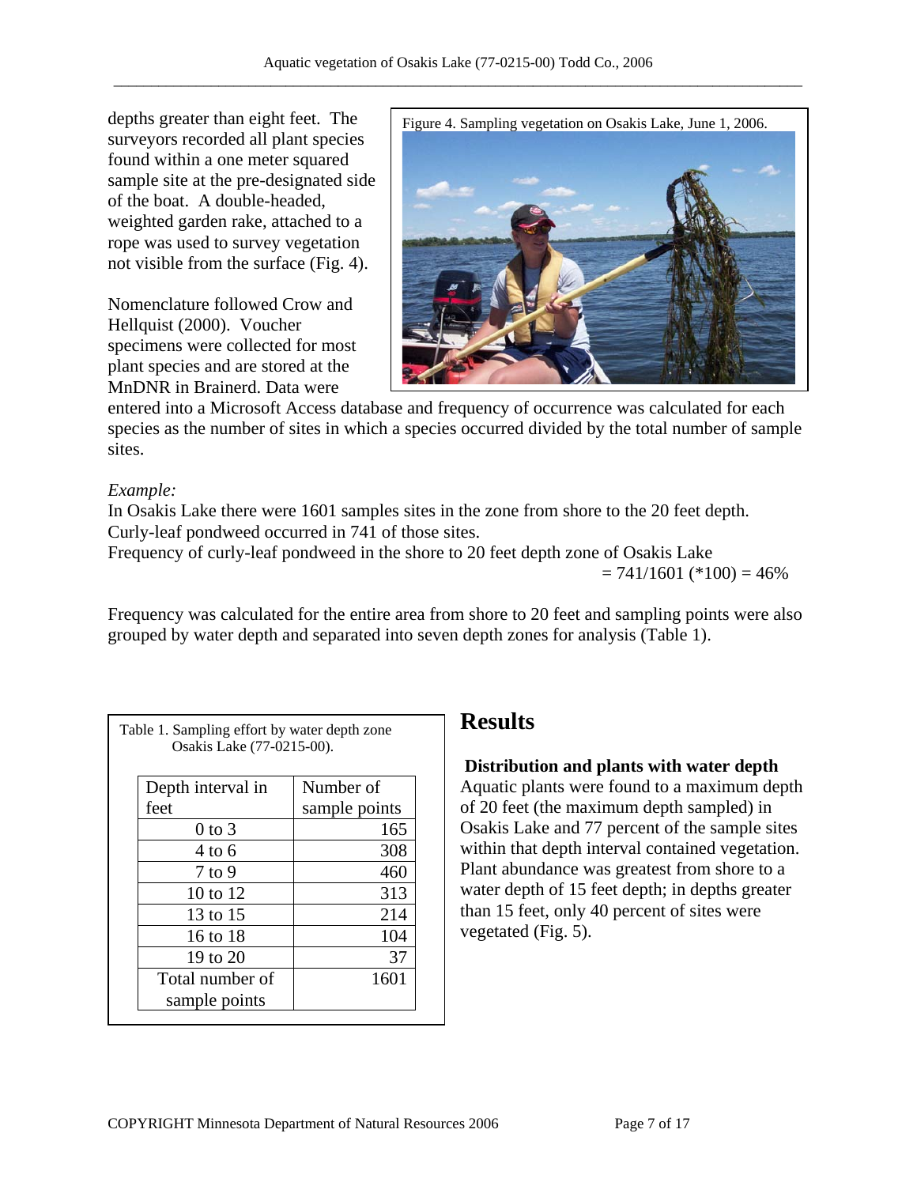depths greater than eight feet. The surveyors recorded all plant species found within a one meter squared sample site at the pre-designated side of the boat. A double-headed, weighted garden rake, attached to a rope was used to survey vegetation not visible from the surface (Fig. 4).

Figure 4. Sampling vegetation on Osakis Lake, June 1, 2006.

Nomenclature followed Crow and Hellquist (2000). Voucher specimens were collected for most plant species and are stored at the MnDNR in Brainerd. Data were entered into a Microsoft Access database and frequency of occurrence was calculated for each species as the number of sites in which a species occurred divided by the total number of sample sites.

*Example:*

In Osakis Lake there were 1601 samples sites in the zone from shore to the 20 feet depth. Curly-leaf pondweed occurred in 741 of those sites.

Frequency of curly-leaf pondweed in the shore to 20 feet depth zone of Osakis Lake

= 741/1601 (*100) = 46%

Frequency was calculated for the entire area from shore to 20 feet and sampling points were also grouped by water depth and separated into seven depth zones for analysis (Table 1).

Table 1. Sampling effort by water depth zone Osakis Lake (77-0215-00).

| Depth interval in feet | Number of sample points |
|---|---|
| 0 to 3 | 165 |
| 4 to 6 | 308 |
| 7 to 9 | 460 |
| 10 to 12 | 313 |
| 13 to 15 | 214 |
| 16 to 18 | 104 |
| 19 to 20 | 37 |
| Total number of sample points | 1601 |

# Results

**Distribution and plants with water depth**

Aquatic plants were found to a maximum depth of 20 feet (the maximum depth sampled) in Osakis Lake and 77 percent of the sample sites within that depth interval contained vegetation. Plant abundance was greatest from shore to a water depth of 15 feet depth; in depths greater than 15 feet, only 40 percent of sites were vegetated (Fig. 5).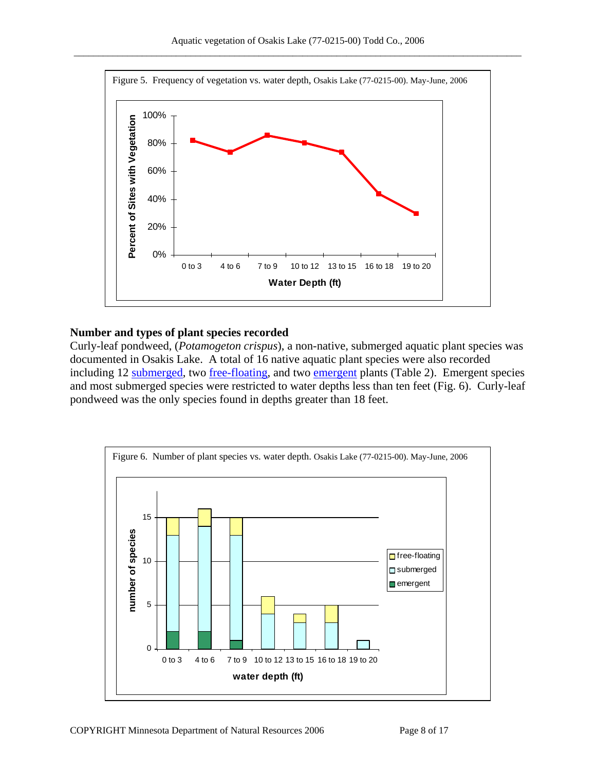Figure 5. Frequency of vegetation vs. water depth, Osakis Lake (77-0215-00). May-June, 2006

## Number and types of plant species recorded

Curly-leaf pondweed, (*Potamogeton crispus*), a non-native, submerged aquatic plant species was documented in Osakis Lake. A total of 16 native aquatic plant species were also recorded including 12 submerged, two free-floating, and two emergent plants (Table 2). Emergent species and most submerged species were restricted to water depths less than ten feet (Fig. 6). Curly-leaf pondweed was the only species found in depths greater than 18 feet.

Figure 6. Number of plant species vs. water depth. Osakis Lake (77-0215-00). May-June, 2006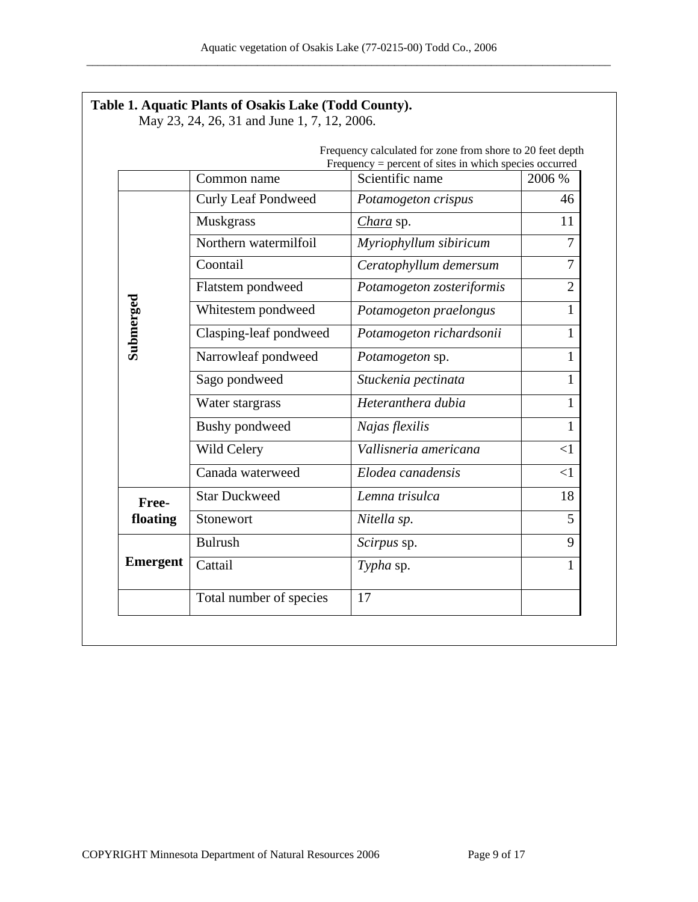**Table 1. Aquatic Plants of Osakis Lake (Todd County).**
May 23, 24, 26, 31 and June 1, 7, 12, 2006.

Frequency calculated for zone from shore to 20 feet depth
Frequency = percent of sites in which species occurred

| | Common name | Scientific name | 2006 % |
|---|---|---|---|
| **Submerged** | Curly Leaf Pondweed | *Potamogeton crispus* | 46 |
| | Muskgrass | *Chara* sp. | 11 |
| | Northern watermilfoil | *Myriophyllum sibiricum* | 7 |
| | Coontail | *Ceratophyllum demersum* | 7 |
| | Flatstem pondweed | *Potamogeton zosteriformis* | 2 |
| | Whitestem pondweed | *Potamogeton praelongus* | 1 |
| | Clasping-leaf pondweed | *Potamogeton richardsonii* | 1 |
| | Narrowleaf pondweed | *Potamogeton* sp. | 1 |
| | Sago pondweed | *Stuckenia pectinata* | 1 |
| | Water stargrass | *Heteranthera dubia* | 1 |
| | Bushy pondweed | *Najas flexilis* | 1 |
| | Wild Celery | *Vallisneria americana* | <1 |
| | Canada waterweed | *Elodea canadensis* | <1 |
| **Free-floating** | Star Duckweed | *Lemna trisulca* | 18 |
| | Stonewort | *Nitella sp.* | 5 |
| **Emergent** | Bulrush | *Scirpus* sp. | 9 |
| | Cattail | *Typha* sp. | 1 |
| | Total number of species | 17 | |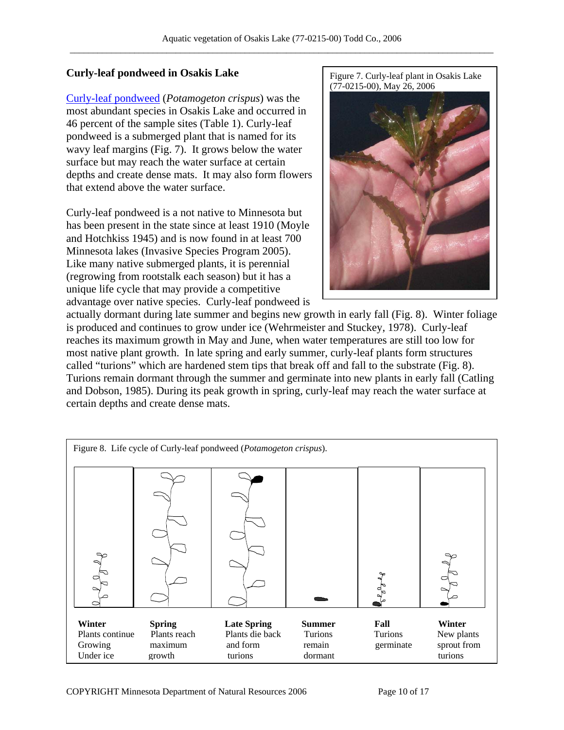## Curly-leaf pondweed in Osakis Lake

Curly-leaf pondweed (*Potamogeton crispus*) was the most abundant species in Osakis Lake and occurred in 46 percent of the sample sites (Table 1). Curly-leaf pondweed is a submerged plant that is named for its wavy leaf margins (Fig. 7). It grows below the water surface but may reach the water surface at certain depths and create dense mats. It may also form flowers that extend above the water surface.

Figure 7. Curly-leaf plant in Osakis Lake (77-0215-00), May 26, 2006

Curly-leaf pondweed is a not native to Minnesota but has been present in the state since at least 1910 (Moyle and Hotchkiss 1945) and is now found in at least 700 Minnesota lakes (Invasive Species Program 2005). Like many native submerged plants, it is perennial (regrowing from rootstalk each season) but it has a unique life cycle that may provide a competitive advantage over native species. Curly-leaf pondweed is actually dormant during late summer and begins new growth in early fall (Fig. 8). Winter foliage is produced and continues to grow under ice (Wehrmeister and Stuckey, 1978). Curly-leaf reaches its maximum growth in May and June, when water temperatures are still too low for most native plant growth. In late spring and early summer, curly-leaf plants form structures called "turions" which are hardened stem tips that break off and fall to the substrate (Fig. 8). Turions remain dormant through the summer and germinate into new plants in early fall (Catling and Dobson, 1985). During its peak growth in spring, curly-leaf may reach the water surface at certain depths and create dense mats.

Figure 8. Life cycle of Curly-leaf pondweed (*Potamogeton crispus*).

| **Winter** | **Spring** | **Late Spring** | **Summer** | **Fall** | **Winter** |
|---|---|---|---|---|---|
| Plants continue Growing Under ice | Plants reach maximum growth | Plants die back and form turions | Turions remain dormant | Turions germinate | New plants sprout from turions |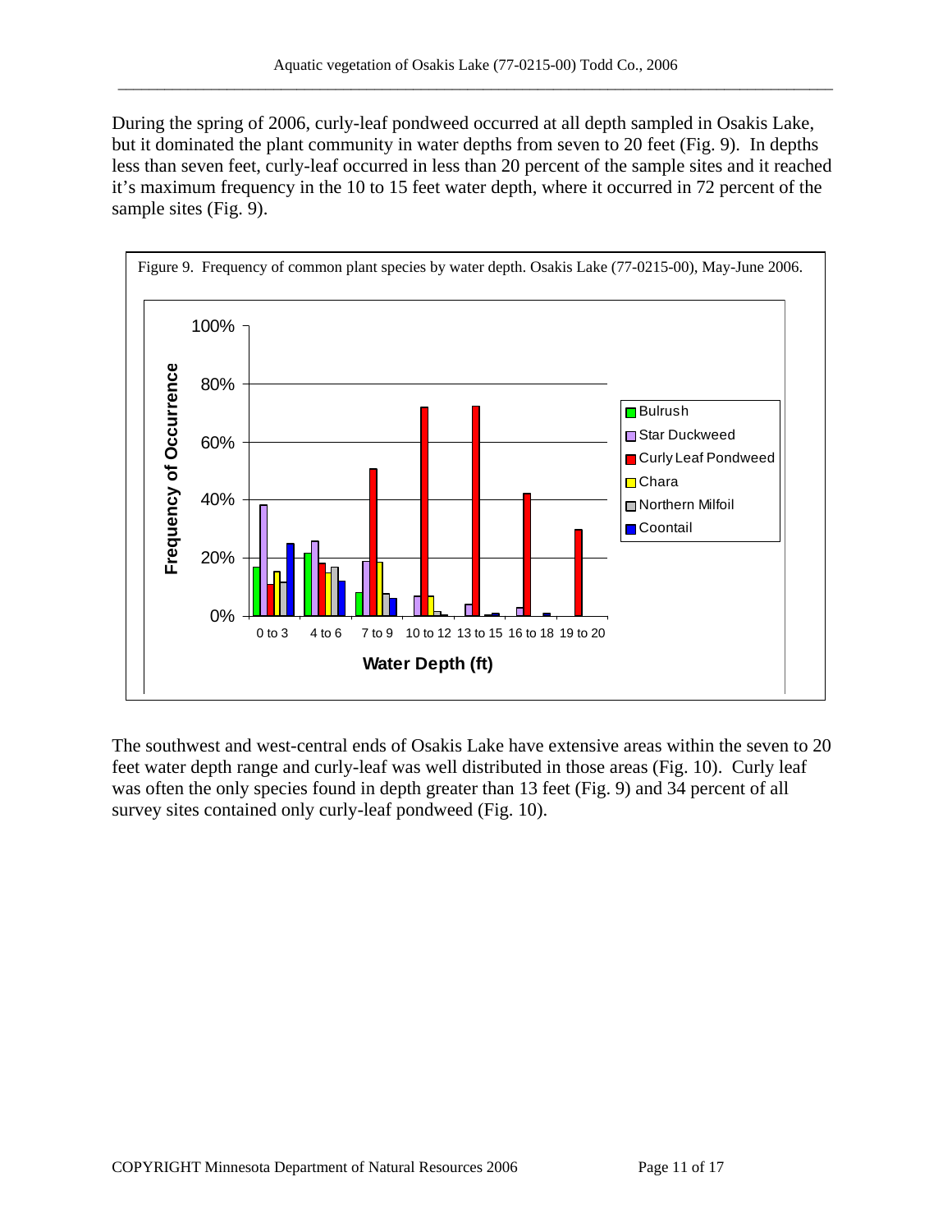During the spring of 2006, curly-leaf pondweed occurred at all depth sampled in Osakis Lake, but it dominated the plant community in water depths from seven to 20 feet (Fig. 9). In depths less than seven feet, curly-leaf occurred in less than 20 percent of the sample sites and it reached it's maximum frequency in the 10 to 15 feet water depth, where it occurred in 72 percent of the sample sites (Fig. 9).

Figure 9. Frequency of common plant species by water depth. Osakis Lake (77-0215-00), May-June 2006.

Frequency of Occurrence

100%
80%
60%
40%
20%
0%

0 to 3
4 to 6
7 to 9
10 to 12
13 to 15
16 to 18
19 to 20

Water Depth (ft)

Bulrush
Star Duckweed
Curly Leaf Pondweed
Chara
Northern Milfoil
Coontail

The southwest and west-central ends of Osakis Lake have extensive areas within the seven to 20 feet water depth range and curly-leaf was well distributed in those areas (Fig. 10). Curly leaf was often the only species found in depth greater than 13 feet (Fig. 9) and 34 percent of all survey sites contained only curly-leaf pondweed (Fig. 10).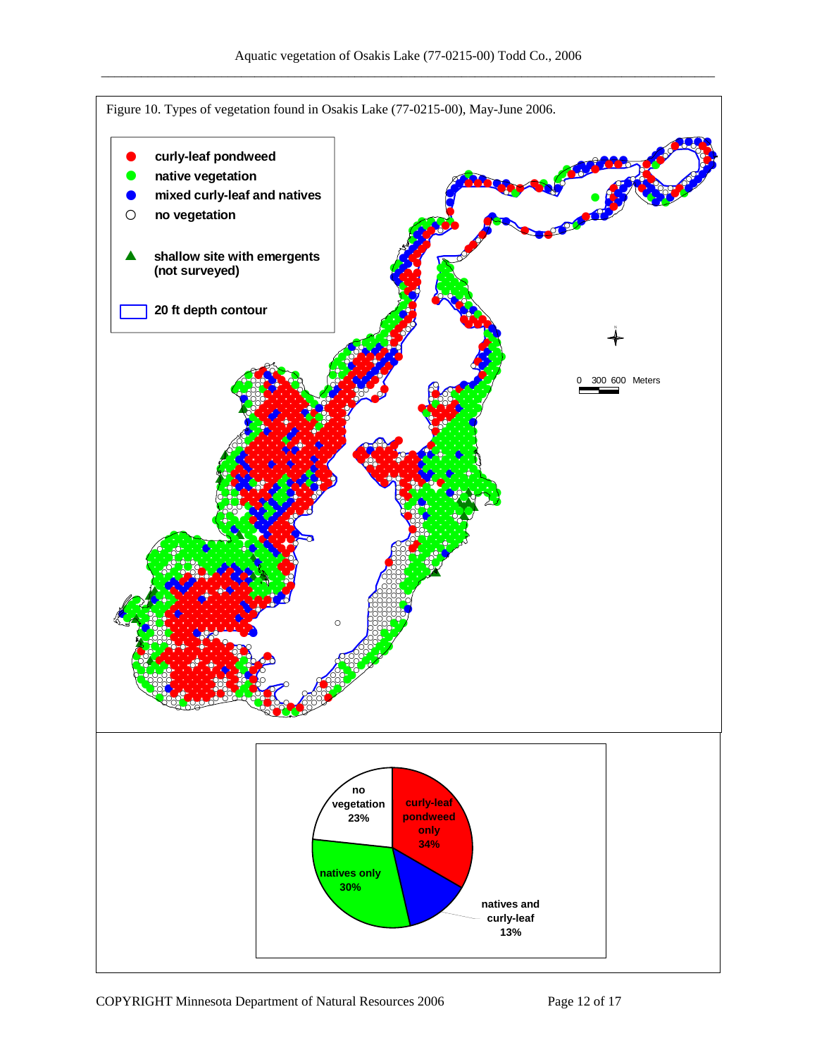Figure 10. Types of vegetation found in Osakis Lake (77-0215-00), May-June 2006.

- curly-leaf pondweed
- native vegetation
- mixed curly-leaf and natives
- no vegetation
- shallow site with emergents (not surveyed)
- 20 ft depth contour

0 300 600 Meters

| Category | Percent |
|---|---|
| curly-leaf pondweed only | 34% |
| natives and curly-leaf | 13% |
| natives only | 30% |
| no vegetation | 23% |

COPYRIGHT Minnesota Department of Natural Resources 2006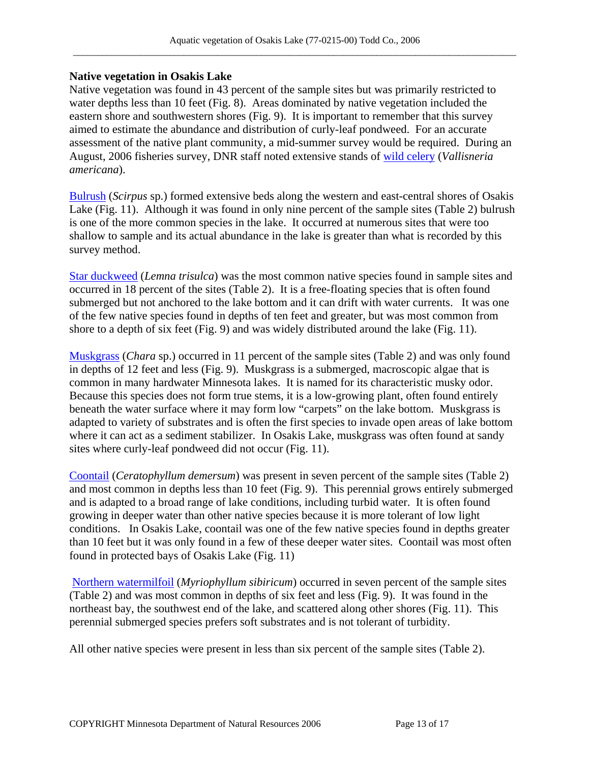**Native vegetation in Osakis Lake**

Native vegetation was found in 43 percent of the sample sites but was primarily restricted to water depths less than 10 feet (Fig. 8). Areas dominated by native vegetation included the eastern shore and southwestern shores (Fig. 9). It is important to remember that this survey aimed to estimate the abundance and distribution of curly-leaf pondweed. For an accurate assessment of the native plant community, a mid-summer survey would be required. During an August, 2006 fisheries survey, DNR staff noted extensive stands of wild celery (*Vallisneria americana*).

Bulrush (*Scirpus* sp.) formed extensive beds along the western and east-central shores of Osakis Lake (Fig. 11). Although it was found in only nine percent of the sample sites (Table 2) bulrush is one of the more common species in the lake. It occurred at numerous sites that were too shallow to sample and its actual abundance in the lake is greater than what is recorded by this survey method.

Star duckweed (*Lemna trisulca*) was the most common native species found in sample sites and occurred in 18 percent of the sites (Table 2). It is a free-floating species that is often found submerged but not anchored to the lake bottom and it can drift with water currents. It was one of the few native species found in depths of ten feet and greater, but was most common from shore to a depth of six feet (Fig. 9) and was widely distributed around the lake (Fig. 11).

Muskgrass (*Chara* sp.) occurred in 11 percent of the sample sites (Table 2) and was only found in depths of 12 feet and less (Fig. 9). Muskgrass is a submerged, macroscopic algae that is common in many hardwater Minnesota lakes. It is named for its characteristic musky odor. Because this species does not form true stems, it is a low-growing plant, often found entirely beneath the water surface where it may form low "carpets" on the lake bottom. Muskgrass is adapted to variety of substrates and is often the first species to invade open areas of lake bottom where it can act as a sediment stabilizer. In Osakis Lake, muskgrass was often found at sandy sites where curly-leaf pondweed did not occur (Fig. 11).

Coontail (*Ceratophyllum demersum*) was present in seven percent of the sample sites (Table 2) and most common in depths less than 10 feet (Fig. 9). This perennial grows entirely submerged and is adapted to a broad range of lake conditions, including turbid water. It is often found growing in deeper water than other native species because it is more tolerant of low light conditions. In Osakis Lake, coontail was one of the few native species found in depths greater than 10 feet but it was only found in a few of these deeper water sites. Coontail was most often found in protected bays of Osakis Lake (Fig. 11)

Northern watermilfoil (*Myriophyllum sibiricum*) occurred in seven percent of the sample sites (Table 2) and was most common in depths of six feet and less (Fig. 9). It was found in the northeast bay, the southwest end of the lake, and scattered along other shores (Fig. 11). This perennial submerged species prefers soft substrates and is not tolerant of turbidity.

All other native species were present in less than six percent of the sample sites (Table 2).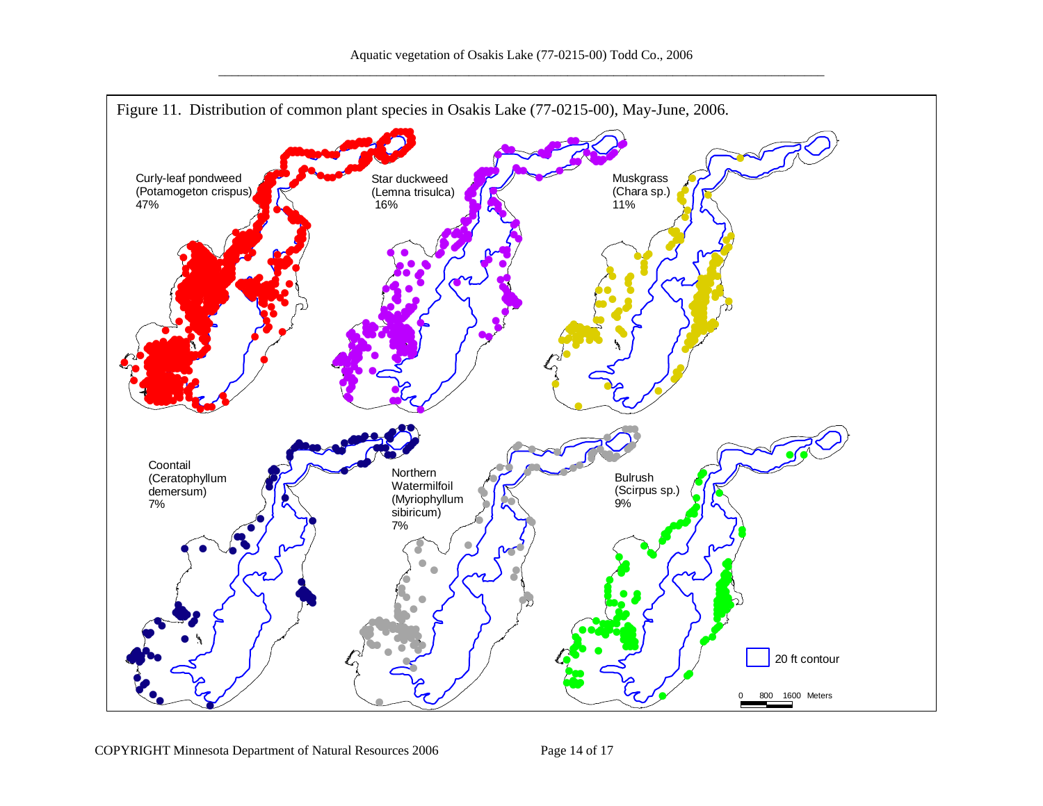Figure 11. Distribution of common plant species in Osakis Lake (77-0215-00), May-June, 2006.

Curly-leaf pondweed
(Potamogeton crispus)
47%

Star duckweed
(Lemna trisulca)
16%

Muskgrass
(Chara sp.)
11%

Coontail
(Ceratophyllum demersum)
7%

Northern Watermilfoil
(Myriophyllum sibiricum)
7%

Bulrush
(Scirpus sp.)
9%

20 ft contour

0 800 1600 Meters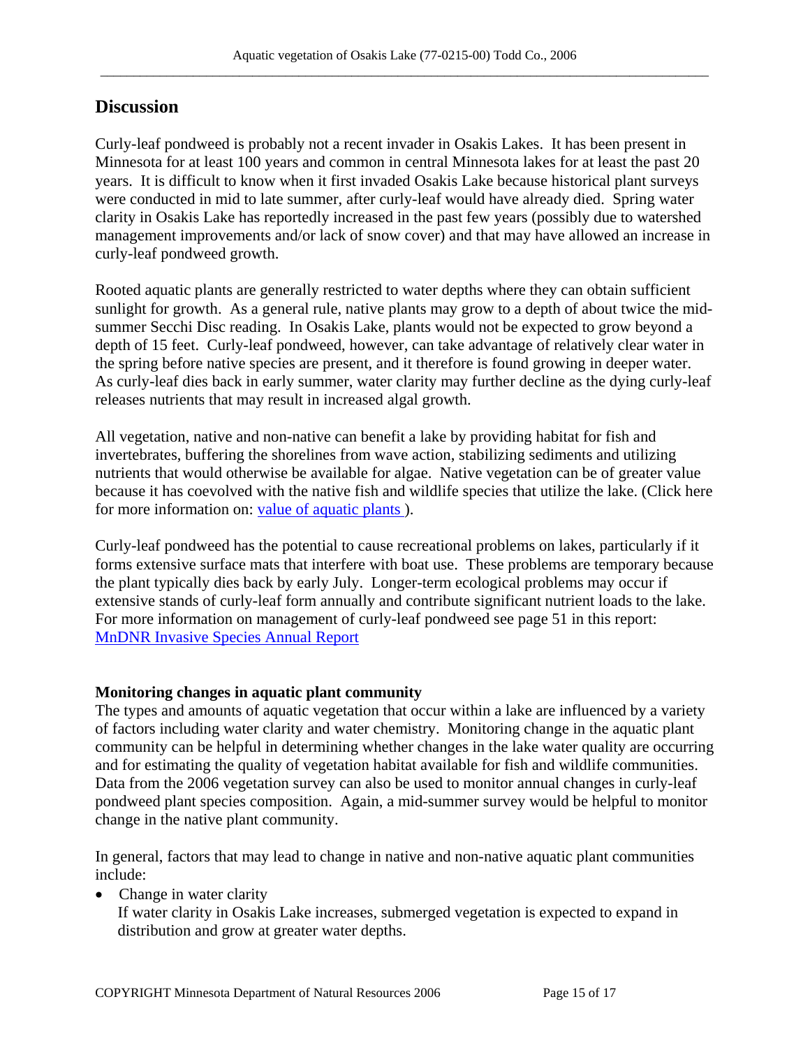## Discussion

Curly-leaf pondweed is probably not a recent invader in Osakis Lakes. It has been present in Minnesota for at least 100 years and common in central Minnesota lakes for at least the past 20 years. It is difficult to know when it first invaded Osakis Lake because historical plant surveys were conducted in mid to late summer, after curly-leaf would have already died. Spring water clarity in Osakis Lake has reportedly increased in the past few years (possibly due to watershed management improvements and/or lack of snow cover) and that may have allowed an increase in curly-leaf pondweed growth.

Rooted aquatic plants are generally restricted to water depths where they can obtain sufficient sunlight for growth. As a general rule, native plants may grow to a depth of about twice the mid-summer Secchi Disc reading. In Osakis Lake, plants would not be expected to grow beyond a depth of 15 feet. Curly-leaf pondweed, however, can take advantage of relatively clear water in the spring before native species are present, and it therefore is found growing in deeper water. As curly-leaf dies back in early summer, water clarity may further decline as the dying curly-leaf releases nutrients that may result in increased algal growth.

All vegetation, native and non-native can benefit a lake by providing habitat for fish and invertebrates, buffering the shorelines from wave action, stabilizing sediments and utilizing nutrients that would otherwise be available for algae. Native vegetation can be of greater value because it has coevolved with the native fish and wildlife species that utilize the lake. (Click here for more information on: value of aquatic plants ).

Curly-leaf pondweed has the potential to cause recreational problems on lakes, particularly if it forms extensive surface mats that interfere with boat use. These problems are temporary because the plant typically dies back by early July. Longer-term ecological problems may occur if extensive stands of curly-leaf form annually and contribute significant nutrient loads to the lake. For more information on management of curly-leaf pondweed see page 51 in this report: MnDNR Invasive Species Annual Report

### Monitoring changes in aquatic plant community

The types and amounts of aquatic vegetation that occur within a lake are influenced by a variety of factors including water clarity and water chemistry. Monitoring change in the aquatic plant community can be helpful in determining whether changes in the lake water quality are occurring and for estimating the quality of vegetation habitat available for fish and wildlife communities. Data from the 2006 vegetation survey can also be used to monitor annual changes in curly-leaf pondweed plant species composition. Again, a mid-summer survey would be helpful to monitor change in the native plant community.

In general, factors that may lead to change in native and non-native aquatic plant communities include:

- Change in water clarity
  If water clarity in Osakis Lake increases, submerged vegetation is expected to expand in distribution and grow at greater water depths.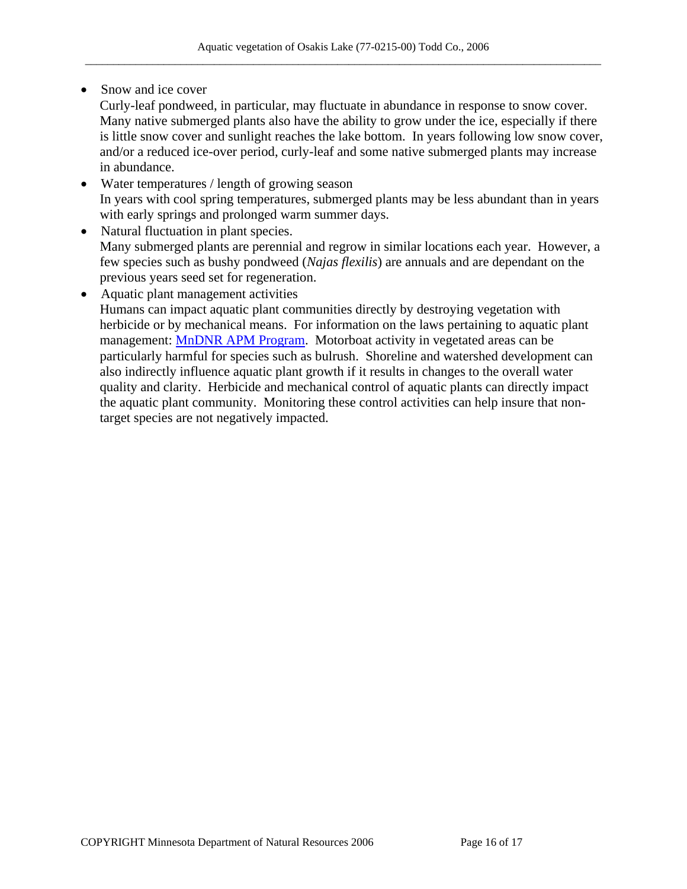- Snow and ice cover

  Curly-leaf pondweed, in particular, may fluctuate in abundance in response to snow cover. Many native submerged plants also have the ability to grow under the ice, especially if there is little snow cover and sunlight reaches the lake bottom. In years following low snow cover, and/or a reduced ice-over period, curly-leaf and some native submerged plants may increase in abundance.

- Water temperatures / length of growing season

  In years with cool spring temperatures, submerged plants may be less abundant than in years with early springs and prolonged warm summer days.

- Natural fluctuation in plant species.

  Many submerged plants are perennial and regrow in similar locations each year. However, a few species such as bushy pondweed (*Najas flexilis*) are annuals and are dependant on the previous years seed set for regeneration.

- Aquatic plant management activities

  Humans can impact aquatic plant communities directly by destroying vegetation with herbicide or by mechanical means. For information on the laws pertaining to aquatic plant management: MnDNR APM Program. Motorboat activity in vegetated areas can be particularly harmful for species such as bulrush. Shoreline and watershed development can also indirectly influence aquatic plant growth if it results in changes to the overall water quality and clarity. Herbicide and mechanical control of aquatic plants can directly impact the aquatic plant community. Monitoring these control activities can help insure that non-target species are not negatively impacted.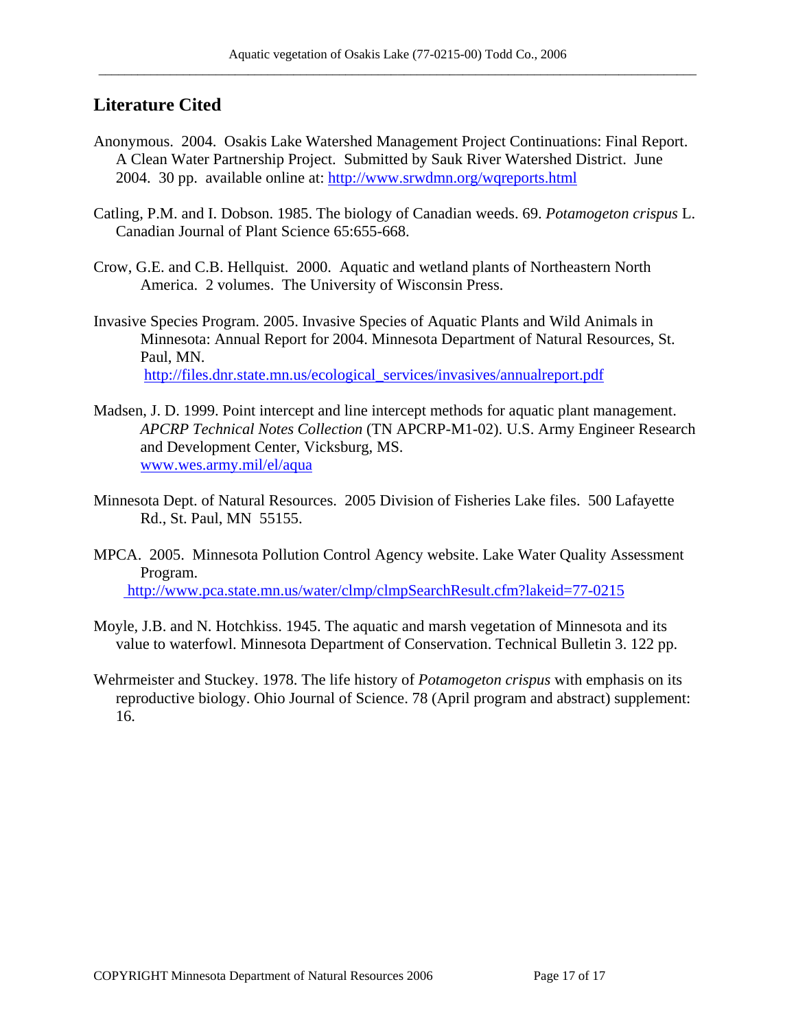## Literature Cited

Anonymous. 2004. Osakis Lake Watershed Management Project Continuations: Final Report. A Clean Water Partnership Project. Submitted by Sauk River Watershed District. June 2004. 30 pp. available online at: http://www.srwdmn.org/wqreports.html

Catling, P.M. and I. Dobson. 1985. The biology of Canadian weeds. 69. *Potamogeton crispus* L. Canadian Journal of Plant Science 65:655-668.

Crow, G.E. and C.B. Hellquist. 2000. Aquatic and wetland plants of Northeastern North America. 2 volumes. The University of Wisconsin Press.

Invasive Species Program. 2005. Invasive Species of Aquatic Plants and Wild Animals in Minnesota: Annual Report for 2004. Minnesota Department of Natural Resources, St. Paul, MN. http://files.dnr.state.mn.us/ecological_services/invasives/annualreport.pdf

Madsen, J. D. 1999. Point intercept and line intercept methods for aquatic plant management. *APCRP Technical Notes Collection* (TN APCRP-M1-02). U.S. Army Engineer Research and Development Center, Vicksburg, MS. www.wes.army.mil/el/aqua

Minnesota Dept. of Natural Resources. 2005 Division of Fisheries Lake files. 500 Lafayette Rd., St. Paul, MN 55155.

MPCA. 2005. Minnesota Pollution Control Agency website. Lake Water Quality Assessment Program. http://www.pca.state.mn.us/water/clmp/clmpSearchResult.cfm?lakeid=77-0215

Moyle, J.B. and N. Hotchkiss. 1945. The aquatic and marsh vegetation of Minnesota and its value to waterfowl. Minnesota Department of Conservation. Technical Bulletin 3. 122 pp.

Wehrmeister and Stuckey. 1978. The life history of *Potamogeton crispus* with emphasis on its reproductive biology. Ohio Journal of Science. 78 (April program and abstract) supplement: 16.